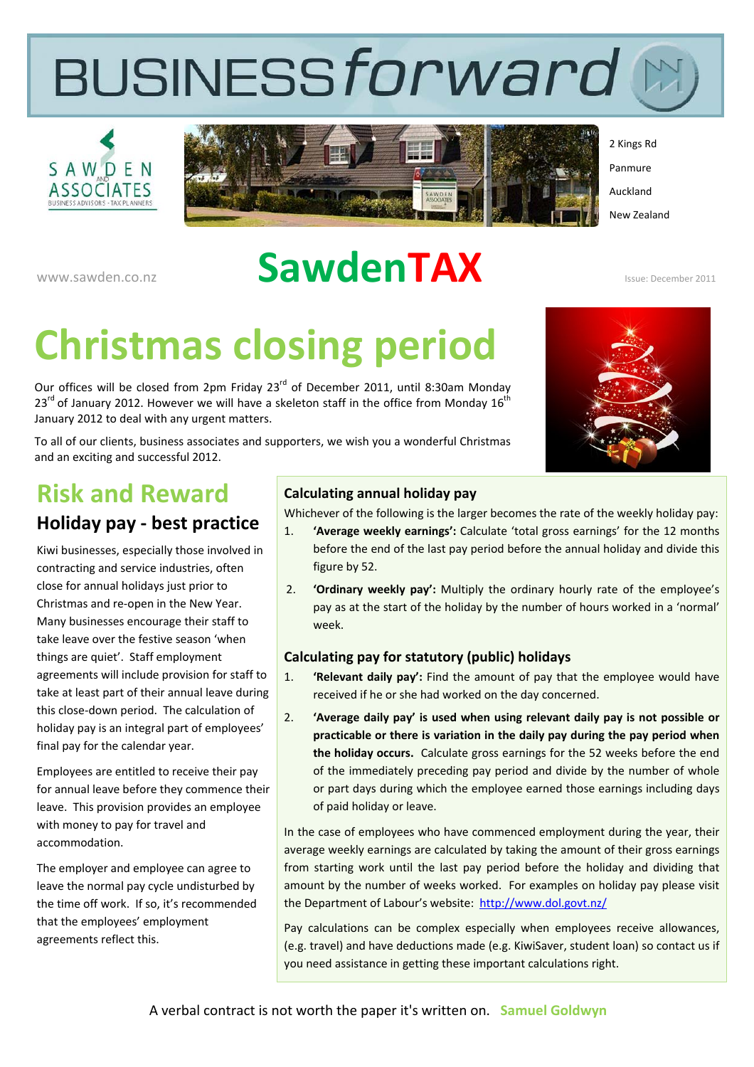# BUSINESS*forward*

2 Kings Rd
Panmure
Auckland
New Zealand

www.sawden.co.nz

# SawdenTAX

Issue: December 2011

# Christmas closing period

Our offices will be closed from 2pm Friday 23rd of December 2011, until 8:30am Monday 23rd of January 2012. However we will have a skeleton staff in the office from Monday 16th January 2012 to deal with any urgent matters.

To all of our clients, business associates and supporters, we wish you a wonderful Christmas and an exciting and successful 2012.

## Risk and Reward

### Holiday pay - best practice

Kiwi businesses, especially those involved in contracting and service industries, often close for annual holidays just prior to Christmas and re-open in the New Year. Many businesses encourage their staff to take leave over the festive season 'when things are quiet'. Staff employment agreements will include provision for staff to take at least part of their annual leave during this close-down period. The calculation of holiday pay is an integral part of employees' final pay for the calendar year.

Employees are entitled to receive their pay for annual leave before they commence their leave. This provision provides an employee with money to pay for travel and accommodation.

The employer and employee can agree to leave the normal pay cycle undisturbed by the time off work. If so, it's recommended that the employees' employment agreements reflect this.

### Calculating annual holiday pay

Whichever of the following is the larger becomes the rate of the weekly holiday pay:

1. **'Average weekly earnings':** Calculate 'total gross earnings' for the 12 months before the end of the last pay period before the annual holiday and divide this figure by 52.
2. **'Ordinary weekly pay':** Multiply the ordinary hourly rate of the employee's pay as at the start of the holiday by the number of hours worked in a 'normal' week.

### Calculating pay for statutory (public) holidays

1. **'Relevant daily pay':** Find the amount of pay that the employee would have received if he or she had worked on the day concerned.
2. **'Average daily pay' is used when using relevant daily pay is not possible or practicable or there is variation in the daily pay during the pay period when the holiday occurs.** Calculate gross earnings for the 52 weeks before the end of the immediately preceding pay period and divide by the number of whole or part days during which the employee earned those earnings including days of paid holiday or leave.

In the case of employees who have commenced employment during the year, their average weekly earnings are calculated by taking the amount of their gross earnings from starting work until the last pay period before the holiday and dividing that amount by the number of weeks worked. For examples on holiday pay please visit the Department of Labour's website: http://www.dol.govt.nz/

Pay calculations can be complex especially when employees receive allowances, (e.g. travel) and have deductions made (e.g. KiwiSaver, student loan) so contact us if you need assistance in getting these important calculations right.

A verbal contract is not worth the paper it's written on. **Samuel Goldwyn**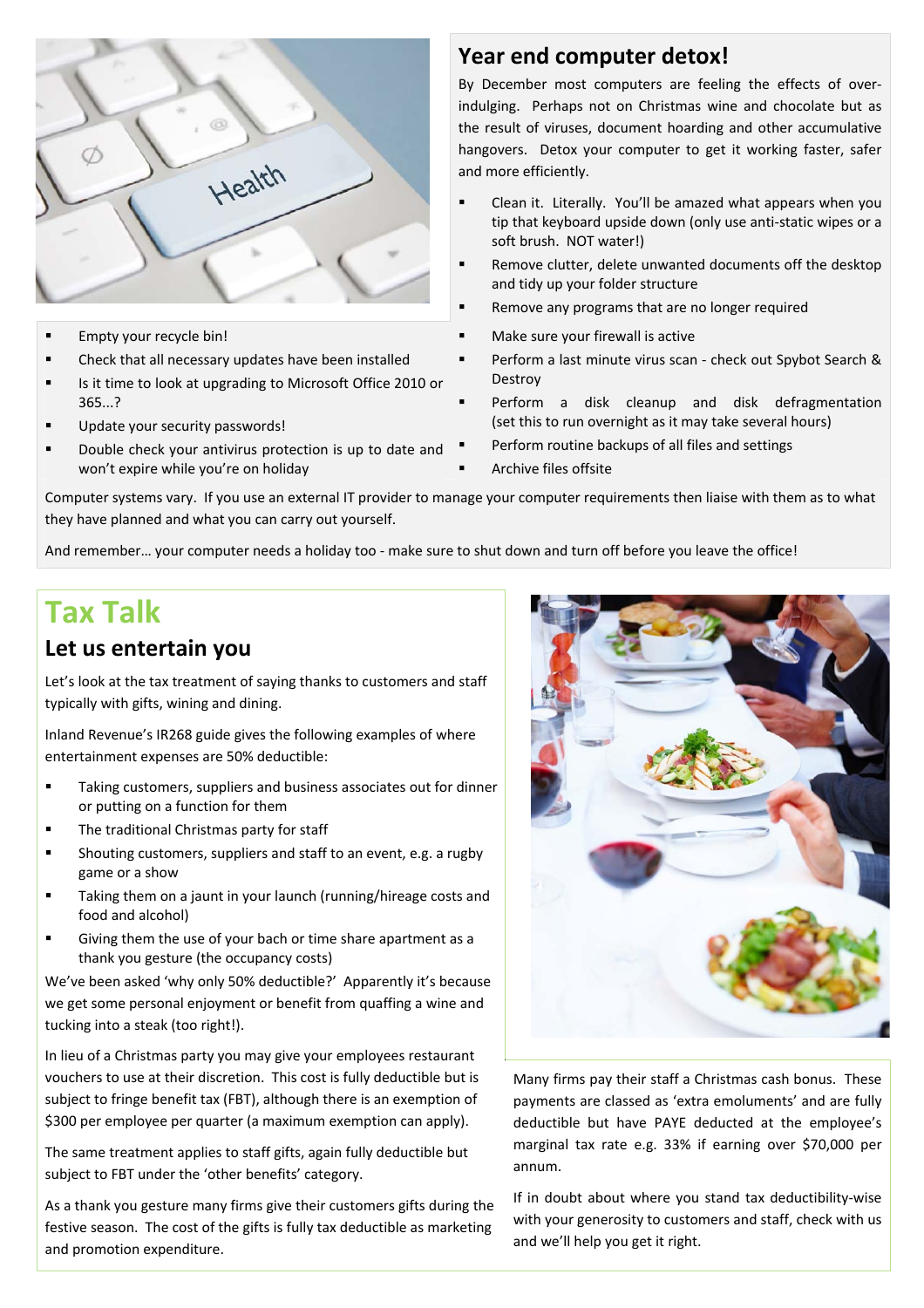## Year end computer detox!

By December most computers are feeling the effects of over-indulging. Perhaps not on Christmas wine and chocolate but as the result of viruses, document hoarding and other accumulative hangovers. Detox your computer to get it working faster, safer and more efficiently.

- Clean it. Literally. You'll be amazed what appears when you tip that keyboard upside down (only use anti-static wipes or a soft brush. NOT water!)
- Remove clutter, delete unwanted documents off the desktop and tidy up your folder structure
- Remove any programs that are no longer required
- Empty your recycle bin!
- Check that all necessary updates have been installed
- Is it time to look at upgrading to Microsoft Office 2010 or 365...?
- Update your security passwords!
- Double check your antivirus protection is up to date and won't expire while you're on holiday
- Make sure your firewall is active
- Perform a last minute virus scan - check out Spybot Search & Destroy
- Perform a disk cleanup and disk defragmentation (set this to run overnight as it may take several hours)
- Perform routine backups of all files and settings
- Archive files offsite

Computer systems vary. If you use an external IT provider to manage your computer requirements then liaise with them as to what they have planned and what you can carry out yourself.

And remember… your computer needs a holiday too - make sure to shut down and turn off before you leave the office!

# Tax Talk

## Let us entertain you

Let's look at the tax treatment of saying thanks to customers and staff typically with gifts, wining and dining.

Inland Revenue's IR268 guide gives the following examples of where entertainment expenses are 50% deductible:

- Taking customers, suppliers and business associates out for dinner or putting on a function for them
- The traditional Christmas party for staff
- Shouting customers, suppliers and staff to an event, e.g. a rugby game or a show
- Taking them on a jaunt in your launch (running/hireage costs and food and alcohol)
- Giving them the use of your bach or time share apartment as a thank you gesture (the occupancy costs)

We've been asked 'why only 50% deductible?' Apparently it's because we get some personal enjoyment or benefit from quaffing a wine and tucking into a steak (too right!).

In lieu of a Christmas party you may give your employees restaurant vouchers to use at their discretion. This cost is fully deductible but is subject to fringe benefit tax (FBT), although there is an exemption of $300 per employee per quarter (a maximum exemption can apply).

The same treatment applies to staff gifts, again fully deductible but subject to FBT under the 'other benefits' category.

As a thank you gesture many firms give their customers gifts during the festive season. The cost of the gifts is fully tax deductible as marketing and promotion expenditure.

Many firms pay their staff a Christmas cash bonus. These payments are classed as 'extra emoluments' and are fully deductible but have PAYE deducted at the employee's marginal tax rate e.g. 33% if earning over $70,000 per annum.

If in doubt about where you stand tax deductibility-wise with your generosity to customers and staff, check with us and we'll help you get it right.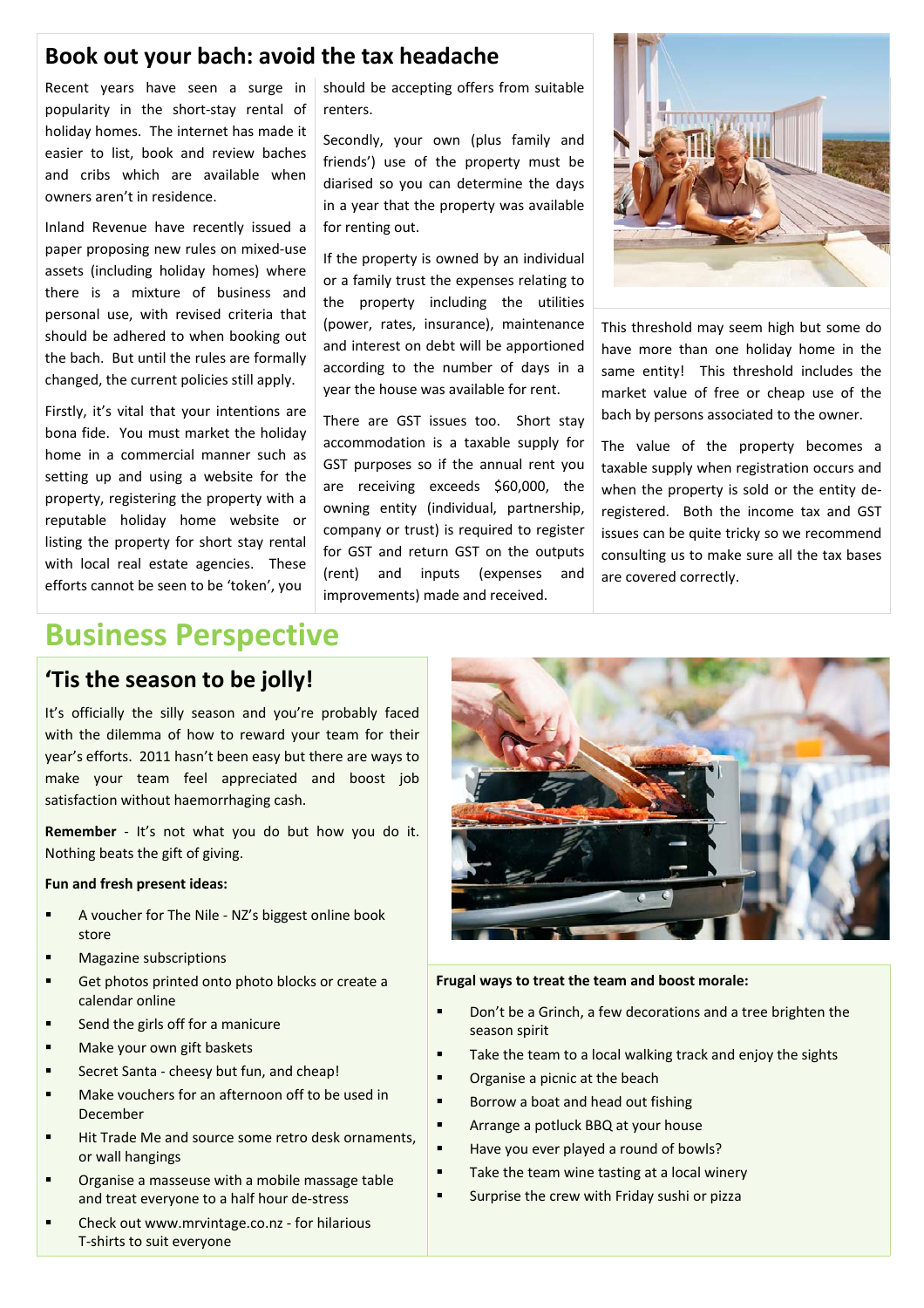## Book out your bach: avoid the tax headache

Recent years have seen a surge in popularity in the short-stay rental of holiday homes. The internet has made it easier to list, book and review baches and cribs which are available when owners aren't in residence.

Inland Revenue have recently issued a paper proposing new rules on mixed-use assets (including holiday homes) where there is a mixture of business and personal use, with revised criteria that should be adhered to when booking out the bach. But until the rules are formally changed, the current policies still apply.

Firstly, it's vital that your intentions are bona fide. You must market the holiday home in a commercial manner such as setting up and using a website for the property, registering the property with a reputable holiday home website or listing the property for short stay rental with local real estate agencies. These efforts cannot be seen to be 'token', you should be accepting offers from suitable renters.

Secondly, your own (plus family and friends') use of the property must be diarised so you can determine the days in a year that the property was available for renting out.

If the property is owned by an individual or a family trust the expenses relating to the property including the utilities (power, rates, insurance), maintenance and interest on debt will be apportioned according to the number of days in a year the house was available for rent.

There are GST issues too. Short stay accommodation is a taxable supply for GST purposes so if the annual rent you are receiving exceeds $60,000, the owning entity (individual, partnership, company or trust) is required to register for GST and return GST on the outputs (rent) and inputs (expenses and improvements) made and received.

This threshold may seem high but some do have more than one holiday home in the same entity! This threshold includes the market value of free or cheap use of the bach by persons associated to the owner.

The value of the property becomes a taxable supply when registration occurs and when the property is sold or the entity de-registered. Both the income tax and GST issues can be quite tricky so we recommend consulting us to make sure all the tax bases are covered correctly.

# Business Perspective

## 'Tis the season to be jolly!

It's officially the silly season and you're probably faced with the dilemma of how to reward your team for their year's efforts. 2011 hasn't been easy but there are ways to make your team feel appreciated and boost job satisfaction without haemorrhaging cash.

**Remember** - It's not what you do but how you do it. Nothing beats the gift of giving.

**Fun and fresh present ideas:**

- A voucher for The Nile - NZ's biggest online book store
- Magazine subscriptions
- Get photos printed onto photo blocks or create a calendar online
- Send the girls off for a manicure
- Make your own gift baskets
- Secret Santa - cheesy but fun, and cheap!
- Make vouchers for an afternoon off to be used in December
- Hit Trade Me and source some retro desk ornaments, or wall hangings
- Organise a masseuse with a mobile massage table and treat everyone to a half hour de-stress
- Check out www.mrvintage.co.nz - for hilarious T-shirts to suit everyone

**Frugal ways to treat the team and boost morale:**

- Don't be a Grinch, a few decorations and a tree brighten the season spirit
- Take the team to a local walking track and enjoy the sights
- Organise a picnic at the beach
- Borrow a boat and head out fishing
- Arrange a potluck BBQ at your house
- Have you ever played a round of bowls?
- Take the team wine tasting at a local winery
- Surprise the crew with Friday sushi or pizza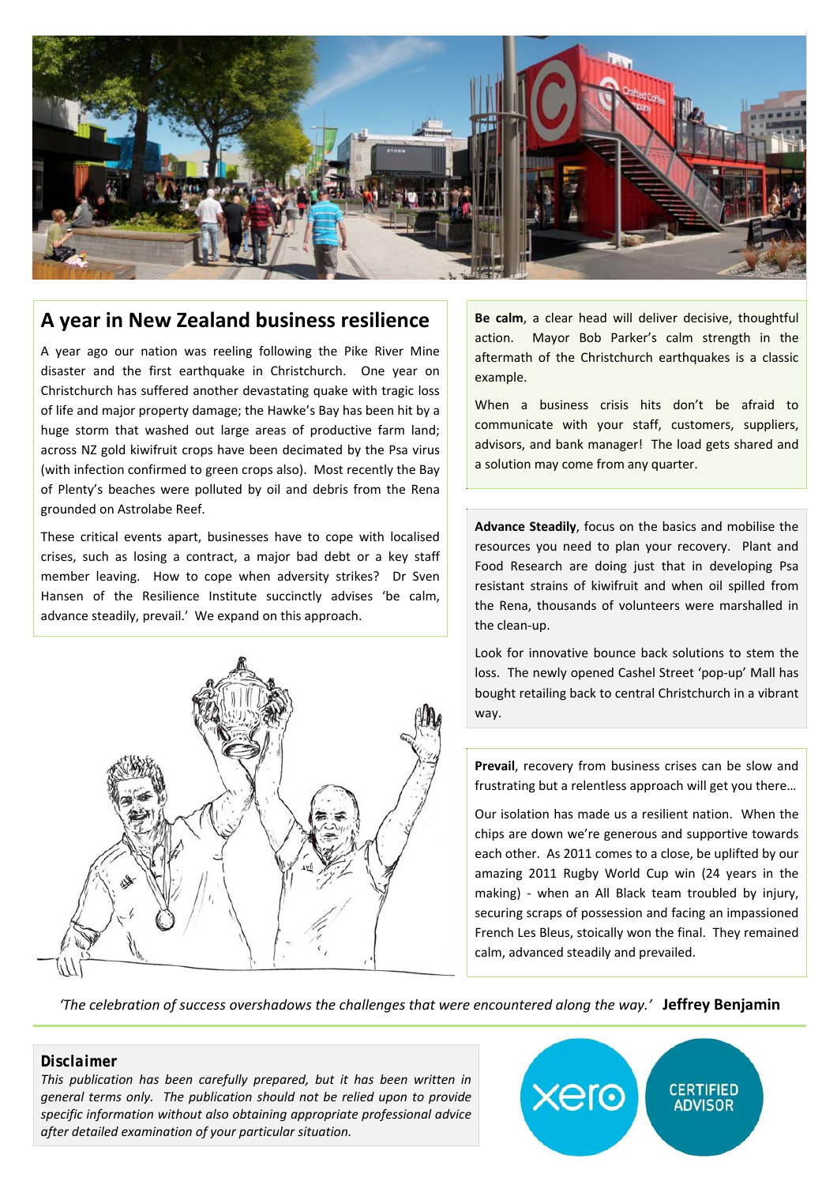## A year in New Zealand business resilience

A year ago our nation was reeling following the Pike River Mine disaster and the first earthquake in Christchurch. One year on Christchurch has suffered another devastating quake with tragic loss of life and major property damage; the Hawke's Bay has been hit by a huge storm that washed out large areas of productive farm land; across NZ gold kiwifruit crops have been decimated by the Psa virus (with infection confirmed to green crops also). Most recently the Bay of Plenty's beaches were polluted by oil and debris from the Rena grounded on Astrolabe Reef.

These critical events apart, businesses have to cope with localised crises, such as losing a contract, a major bad debt or a key staff member leaving. How to cope when adversity strikes? Dr Sven Hansen of the Resilience Institute succinctly advises 'be calm, advance steadily, prevail.' We expand on this approach.

**Be calm**, a clear head will deliver decisive, thoughtful action. Mayor Bob Parker's calm strength in the aftermath of the Christchurch earthquakes is a classic example.

When a business crisis hits don't be afraid to communicate with your staff, customers, suppliers, advisors, and bank manager! The load gets shared and a solution may come from any quarter.

**Advance Steadily**, focus on the basics and mobilise the resources you need to plan your recovery. Plant and Food Research are doing just that in developing Psa resistant strains of kiwifruit and when oil spilled from the Rena, thousands of volunteers were marshalled in the clean-up.

Look for innovative bounce back solutions to stem the loss. The newly opened Cashel Street 'pop-up' Mall has bought retailing back to central Christchurch in a vibrant way.

**Prevail**, recovery from business crises can be slow and frustrating but a relentless approach will get you there…

Our isolation has made us a resilient nation. When the chips are down we're generous and supportive towards each other. As 2011 comes to a close, be uplifted by our amazing 2011 Rugby World Cup win (24 years in the making) - when an All Black team troubled by injury, securing scraps of possession and facing an impassioned French Les Bleus, stoically won the final. They remained calm, advanced steadily and prevailed.

*'The celebration of success overshadows the challenges that were encountered along the way.'* **Jeffrey Benjamin**

### Disclaimer

*This publication has been carefully prepared, but it has been written in general terms only. The publication should not be relied upon to provide specific information without also obtaining appropriate professional advice after detailed examination of your particular situation.*

xero CERTIFIED ADVISOR